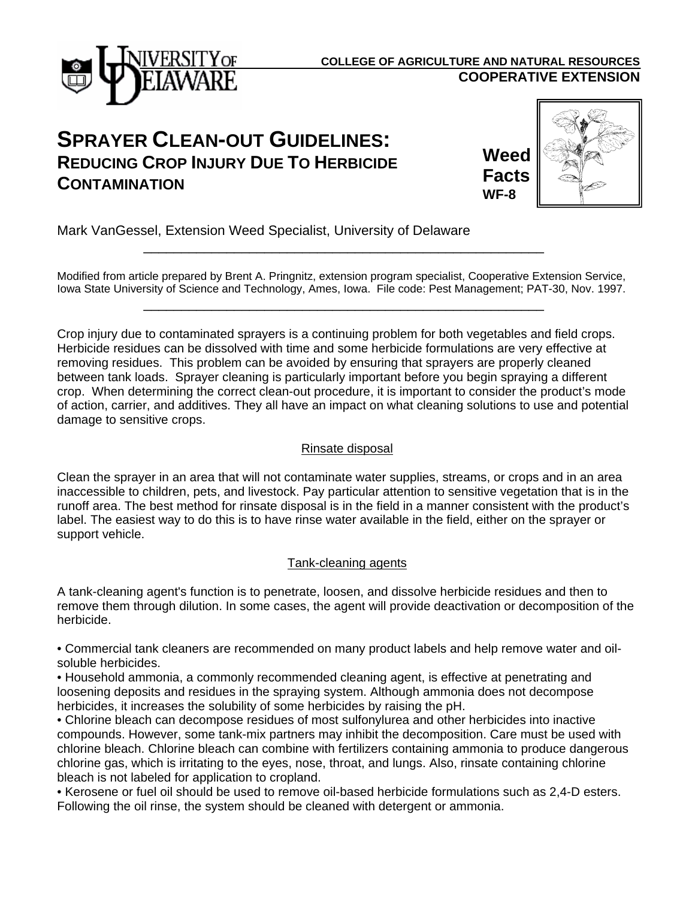COLLEGE OF AGRICULTURE AND NATURAL RESOURCES
**COOPERATIVE EXTENSION**

# SPRAYER CLEAN-OUT GUIDELINES: REDUCING CROP INJURY DUE TO HERBICIDE CONTAMINATION

**Weed Facts**
**WF-8**

Mark VanGessel, Extension Weed Specialist, University of Delaware

---

Modified from article prepared by Brent A. Pringnitz, extension program specialist, Cooperative Extension Service, Iowa State University of Science and Technology, Ames, Iowa. File code: Pest Management; PAT-30, Nov. 1997.

---

Crop injury due to contaminated sprayers is a continuing problem for both vegetables and field crops. Herbicide residues can be dissolved with time and some herbicide formulations are very effective at removing residues. This problem can be avoided by ensuring that sprayers are properly cleaned between tank loads. Sprayer cleaning is particularly important before you begin spraying a different crop. When determining the correct clean-out procedure, it is important to consider the product's mode of action, carrier, and additives. They all have an impact on what cleaning solutions to use and potential damage to sensitive crops.

## Rinsate disposal

Clean the sprayer in an area that will not contaminate water supplies, streams, or crops and in an area inaccessible to children, pets, and livestock. Pay particular attention to sensitive vegetation that is in the runoff area. The best method for rinsate disposal is in the field in a manner consistent with the product's label. The easiest way to do this is to have rinse water available in the field, either on the sprayer or support vehicle.

## Tank-cleaning agents

A tank-cleaning agent's function is to penetrate, loosen, and dissolve herbicide residues and then to remove them through dilution. In some cases, the agent will provide deactivation or decomposition of the herbicide.

- Commercial tank cleaners are recommended on many product labels and help remove water and oil-soluble herbicides.
- Household ammonia, a commonly recommended cleaning agent, is effective at penetrating and loosening deposits and residues in the spraying system. Although ammonia does not decompose herbicides, it increases the solubility of some herbicides by raising the pH.
- Chlorine bleach can decompose residues of most sulfonylurea and other herbicides into inactive compounds. However, some tank-mix partners may inhibit the decomposition. Care must be used with chlorine bleach. Chlorine bleach can combine with fertilizers containing ammonia to produce dangerous chlorine gas, which is irritating to the eyes, nose, throat, and lungs. Also, rinsate containing chlorine bleach is not labeled for application to cropland.
- Kerosene or fuel oil should be used to remove oil-based herbicide formulations such as 2,4-D esters. Following the oil rinse, the system should be cleaned with detergent or ammonia.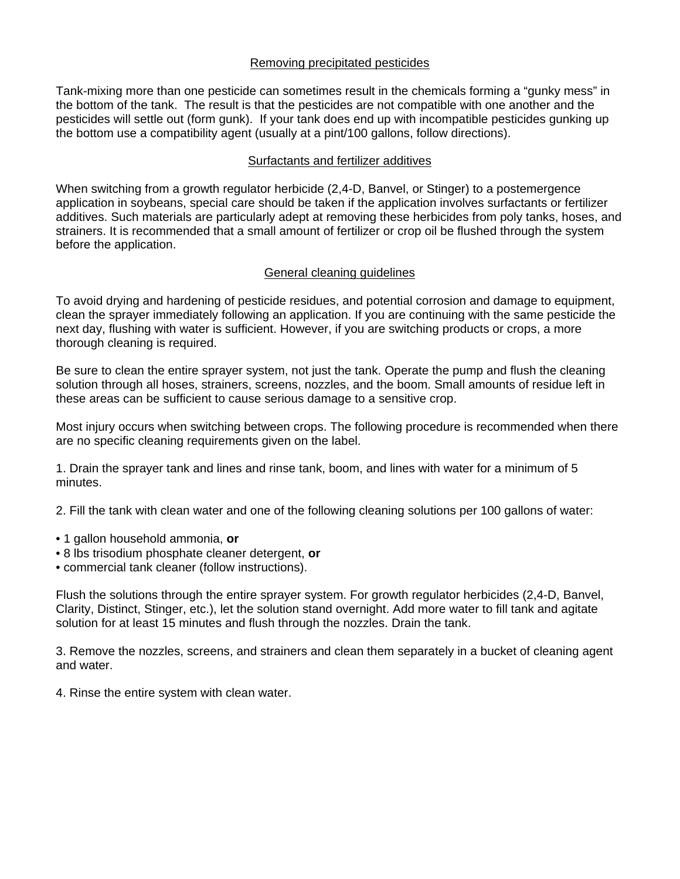## Removing precipitated pesticides

Tank-mixing more than one pesticide can sometimes result in the chemicals forming a "gunky mess" in the bottom of the tank. The result is that the pesticides are not compatible with one another and the pesticides will settle out (form gunk). If your tank does end up with incompatible pesticides gunking up the bottom use a compatibility agent (usually at a pint/100 gallons, follow directions).

## Surfactants and fertilizer additives

When switching from a growth regulator herbicide (2,4-D, Banvel, or Stinger) to a postemergence application in soybeans, special care should be taken if the application involves surfactants or fertilizer additives. Such materials are particularly adept at removing these herbicides from poly tanks, hoses, and strainers. It is recommended that a small amount of fertilizer or crop oil be flushed through the system before the application.

## General cleaning guidelines

To avoid drying and hardening of pesticide residues, and potential corrosion and damage to equipment, clean the sprayer immediately following an application. If you are continuing with the same pesticide the next day, flushing with water is sufficient. However, if you are switching products or crops, a more thorough cleaning is required.

Be sure to clean the entire sprayer system, not just the tank. Operate the pump and flush the cleaning solution through all hoses, strainers, screens, nozzles, and the boom. Small amounts of residue left in these areas can be sufficient to cause serious damage to a sensitive crop.

Most injury occurs when switching between crops. The following procedure is recommended when there are no specific cleaning requirements given on the label.

1. Drain the sprayer tank and lines and rinse tank, boom, and lines with water for a minimum of 5 minutes.

2. Fill the tank with clean water and one of the following cleaning solutions per 100 gallons of water:

- 1 gallon household ammonia, **or**
- 8 lbs trisodium phosphate cleaner detergent, **or**
- commercial tank cleaner (follow instructions).

Flush the solutions through the entire sprayer system. For growth regulator herbicides (2,4-D, Banvel, Clarity, Distinct, Stinger, etc.), let the solution stand overnight. Add more water to fill tank and agitate solution for at least 15 minutes and flush through the nozzles. Drain the tank.

3. Remove the nozzles, screens, and strainers and clean them separately in a bucket of cleaning agent and water.

4. Rinse the entire system with clean water.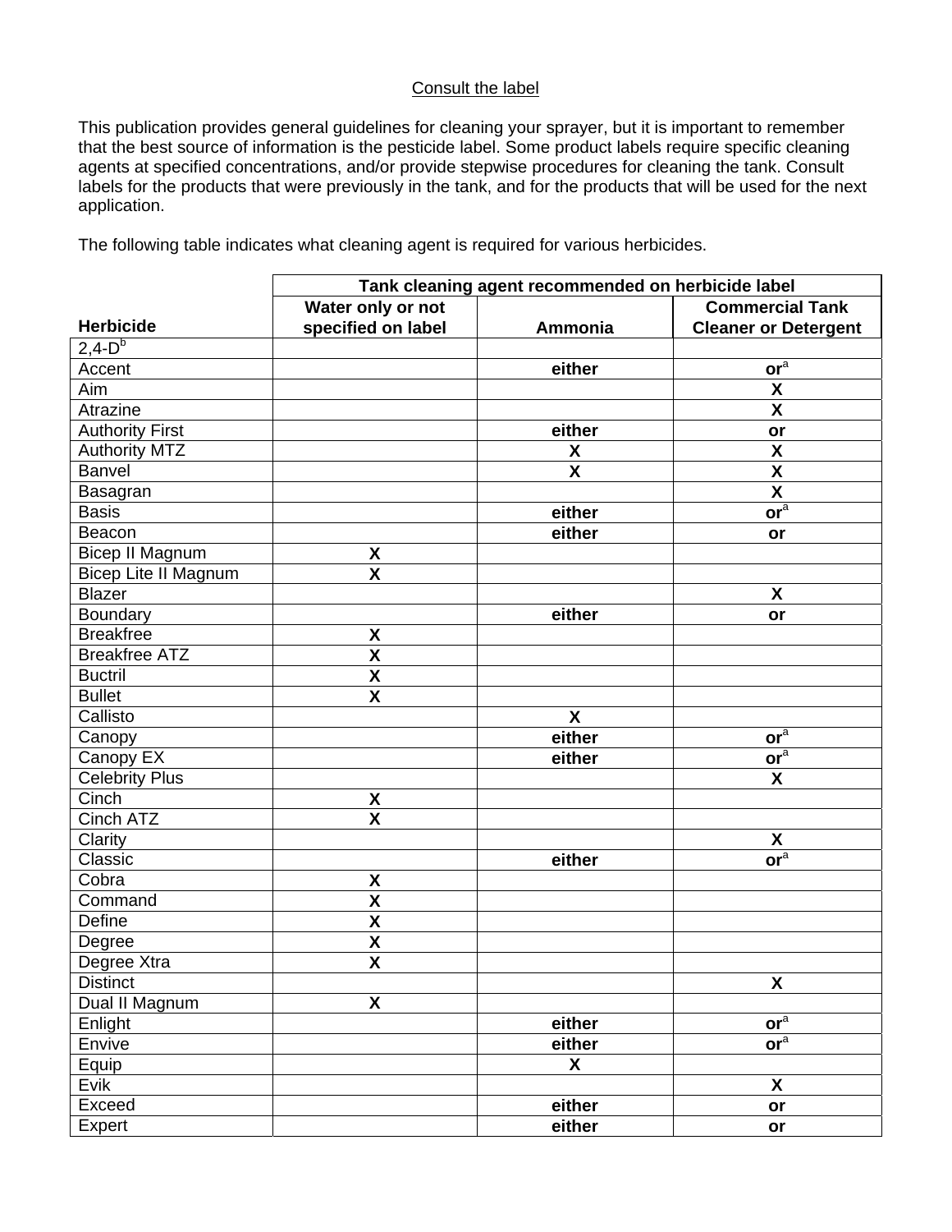Consult the label

This publication provides general guidelines for cleaning your sprayer, but it is important to remember that the best source of information is the pesticide label. Some product labels require specific cleaning agents at specified concentrations, and/or provide stepwise procedures for cleaning the tank. Consult labels for the products that were previously in the tank, and for the products that will be used for the next application.

The following table indicates what cleaning agent is required for various herbicides.

| | **Tank cleaning agent recommended on herbicide label** | | |
|---|---|---|---|
| **Herbicide** | **Water only or not specified on label** | **Ammonia** | **Commercial Tank Cleaner or Detergent** |
| 2,4-D[b] | | | |
| Accent | | **either** | **or**[a] |
| Aim | | | **X** |
| Atrazine | | | **X** |
| Authority First | | **either** | **or** |
| Authority MTZ | | **X** | **X** |
| Banvel | | **X** | **X** |
| Basagran | | | **X** |
| Basis | | **either** | **or**[a] |
| Beacon | | **either** | **or** |
| Bicep II Magnum | **X** | | |
| Bicep Lite II Magnum | **X** | | |
| Blazer | | | **X** |
| Boundary | | **either** | **or** |
| Breakfree | **X** | | |
| Breakfree ATZ | **X** | | |
| Buctril | **X** | | |
| Bullet | **X** | | |
| Callisto | | **X** | |
| Canopy | | **either** | **or**[a] |
| Canopy EX | | **either** | **or**[a] |
| Celebrity Plus | | | **X** |
| Cinch | **X** | | |
| Cinch ATZ | **X** | | |
| Clarity | | | **X** |
| Classic | | **either** | **or**[a] |
| Cobra | **X** | | |
| Command | **X** | | |
| Define | **X** | | |
| Degree | **X** | | |
| Degree Xtra | **X** | | |
| Distinct | | | **X** |
| Dual II Magnum | **X** | | |
| Enlight | | **either** | **or**[a] |
| Envive | | **either** | **or**[a] |
| Equip | | **X** | |
| Evik | | | **X** |
| Exceed | | **either** | **or** |
| Expert | | **either** | **or** |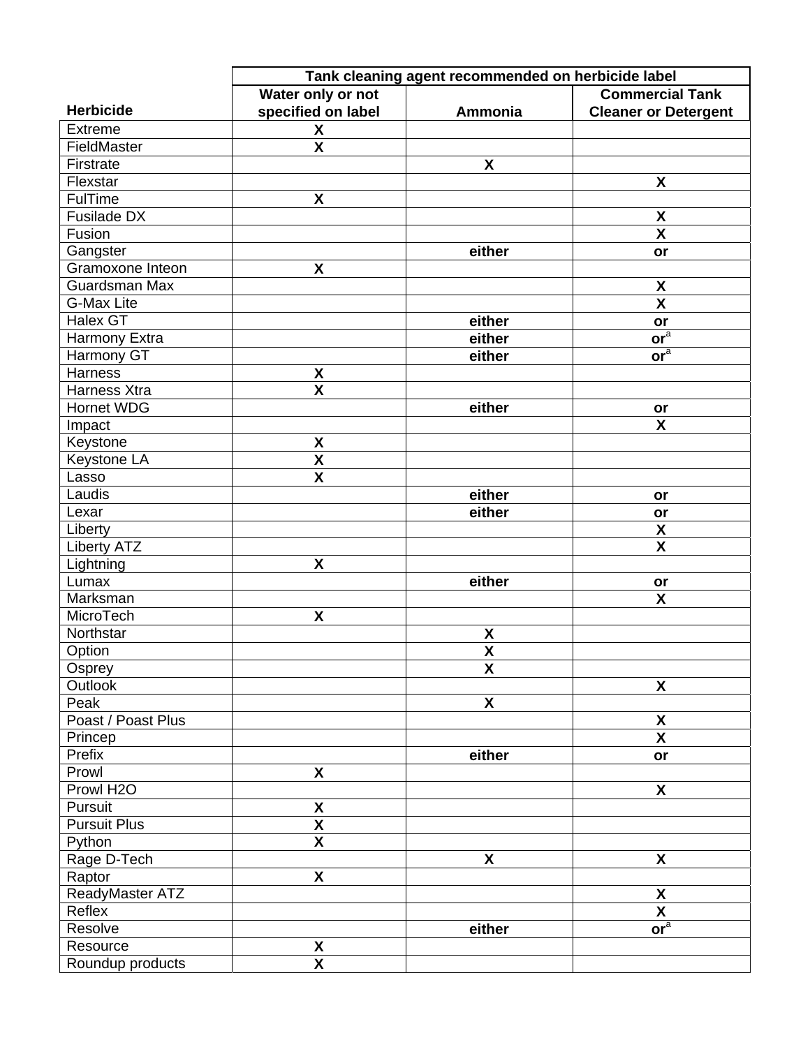| Herbicide | Tank cleaning agent recommended on herbicide label | | |
|---|---|---|---|
| | Water only or not specified on label | Ammonia | Commercial Tank Cleaner or Detergent |
| Extreme | X | | |
| FieldMaster | X | | |
| Firstrate | | X | |
| Flexstar | | | X |
| FulTime | X | | |
| Fusilade DX | | | X |
| Fusion | | | X |
| Gangster | | either | or |
| Gramoxone Inteon | X | | |
| Guardsman Max | | | X |
| G-Max Lite | | | X |
| Halex GT | | either | or |
| Harmony Extra | | either | or[a] |
| Harmony GT | | either | or[a] |
| Harness | X | | |
| Harness Xtra | X | | |
| Hornet WDG | | either | or |
| Impact | | | X |
| Keystone | X | | |
| Keystone LA | X | | |
| Lasso | X | | |
| Laudis | | either | or |
| Lexar | | either | or |
| Liberty | | | X |
| Liberty ATZ | | | X |
| Lightning | X | | |
| Lumax | | either | or |
| Marksman | | | X |
| MicroTech | X | | |
| Northstar | | X | |
| Option | | X | |
| Osprey | | X | |
| Outlook | | | X |
| Peak | | X | |
| Poast / Poast Plus | | | X |
| Princep | | | X |
| Prefix | | either | or |
| Prowl | X | | |
| Prowl H2O | | | X |
| Pursuit | X | | |
| Pursuit Plus | X | | |
| Python | X | | |
| Rage D-Tech | | X | X |
| Raptor | X | | |
| ReadyMaster ATZ | | | X |
| Reflex | | | X |
| Resolve | | either | or[a] |
| Resource | X | | |
| Roundup products | X | | |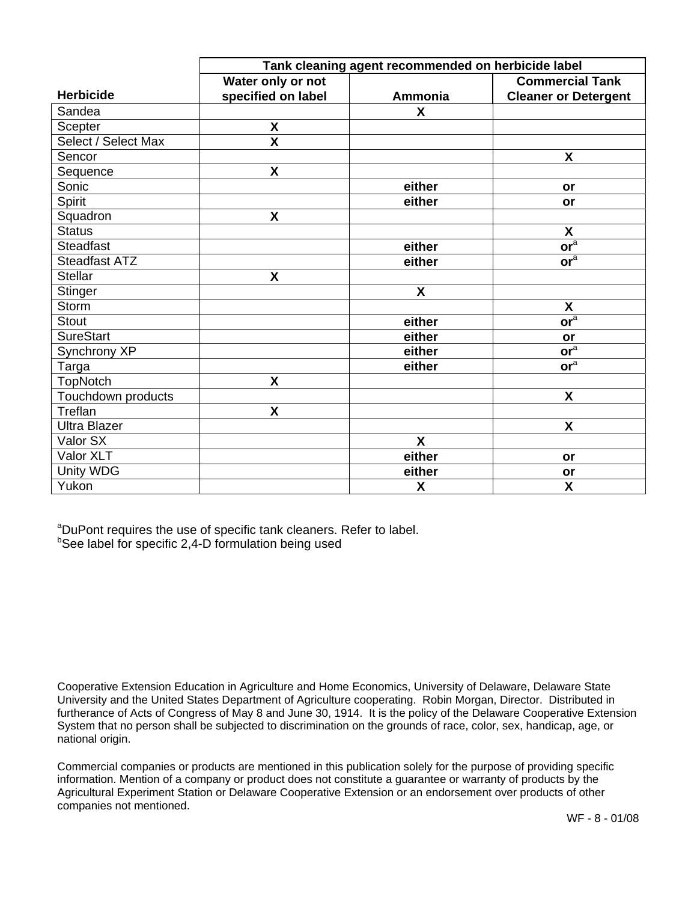| | Tank cleaning agent recommended on herbicide label | | |
|---|---|---|---|
| **Herbicide** | **Water only or not specified on label** | **Ammonia** | **Commercial Tank Cleaner or Detergent** |
| Sandea | | **X** | |
| Scepter | **X** | | |
| Select / Select Max | **X** | | |
| Sencor | | | **X** |
| Sequence | **X** | | |
| Sonic | | **either** | **or** |
| Spirit | | **either** | **or** |
| Squadron | **X** | | |
| Status | | | **X** |
| Steadfast | | **either** | **or**[a] |
| Steadfast ATZ | | **either** | **or**[a] |
| Stellar | **X** | | |
| Stinger | | **X** | |
| Storm | | | **X** |
| Stout | | **either** | **or**[a] |
| SureStart | | **either** | **or** |
| Synchrony XP | | **either** | **or**[a] |
| Targa | | **either** | **or**[a] |
| TopNotch | **X** | | |
| Touchdown products | | | **X** |
| Treflan | **X** | | |
| Ultra Blazer | | | **X** |
| Valor SX | | **X** | |
| Valor XLT | | **either** | **or** |
| Unity WDG | | **either** | **or** |
| Yukon | | **X** | **X** |

[a]DuPont requires the use of specific tank cleaners. Refer to label.
[b]See label for specific 2,4-D formulation being used

Cooperative Extension Education in Agriculture and Home Economics, University of Delaware, Delaware State University and the United States Department of Agriculture cooperating. Robin Morgan, Director. Distributed in furtherance of Acts of Congress of May 8 and June 30, 1914. It is the policy of the Delaware Cooperative Extension System that no person shall be subjected to discrimination on the grounds of race, color, sex, handicap, age, or national origin.

Commercial companies or products are mentioned in this publication solely for the purpose of providing specific information. Mention of a company or product does not constitute a guarantee or warranty of products by the Agricultural Experiment Station or Delaware Cooperative Extension or an endorsement over products of other companies not mentioned.

WF - 8 - 01/08